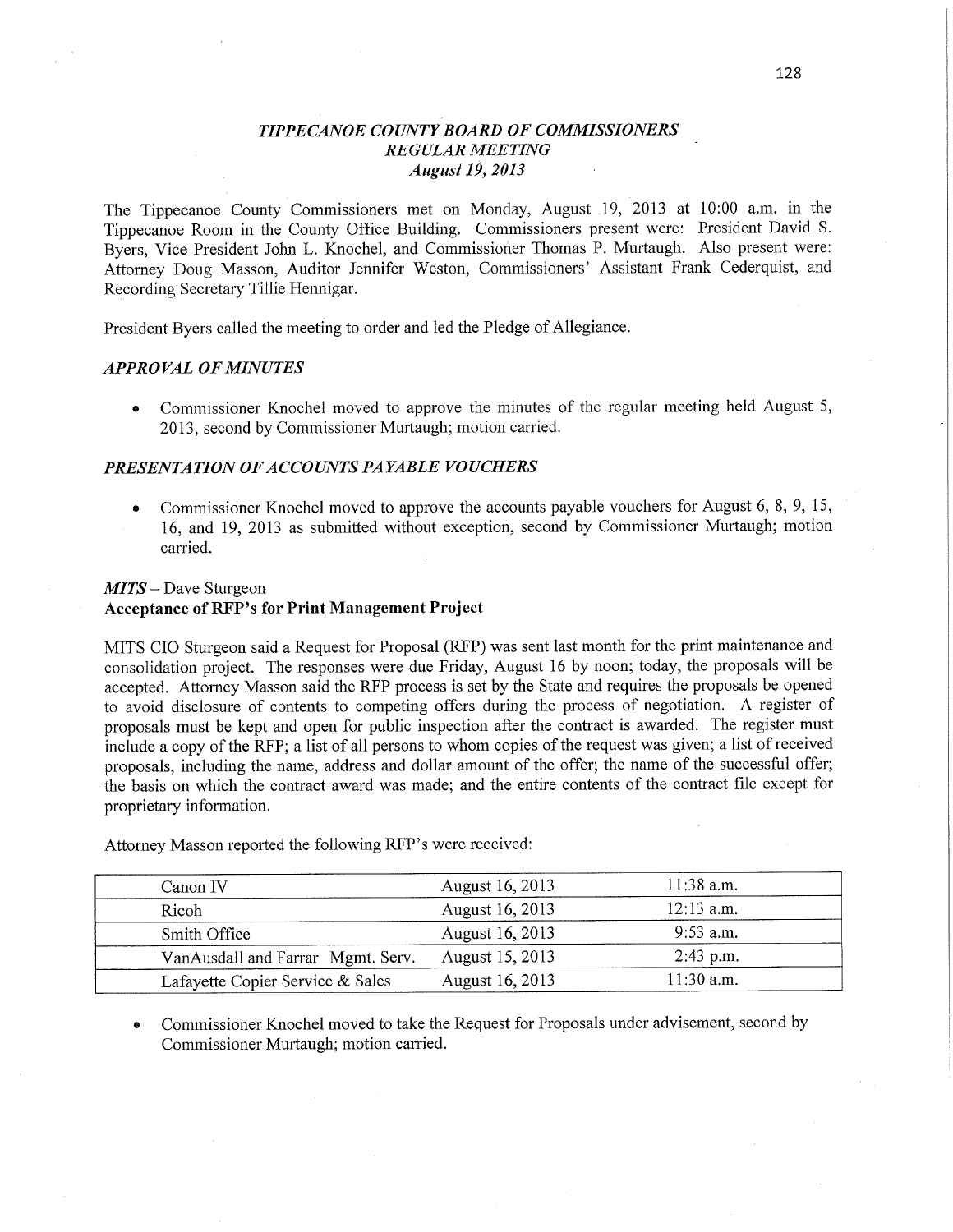# *TIPPECANOE COUNTY BOARD OF COMMISSIONERS*
## *REGULAR MEETING*
## *August 19, 2013*

The Tippecanoe County Commissioners met on Monday, August 19, 2013 at 10:00 a.m. in the Tippecanoe Room in the County Office Building. Commissioners present were: President David S. Byers, Vice President John L. Knochel, and Commissioner Thomas P. Murtaugh. Also present were: Attorney Doug Masson, Auditor Jennifer Weston, Commissioners' Assistant Frank Cederquist, and Recording Secretary Tillie Hennigar.

President Byers called the meeting to order and led the Pledge of Allegiance.

### *APPROVAL OF MINUTES*

- Commissioner Knochel moved to approve the minutes of the regular meeting held August 5, 2013, second by Commissioner Murtaugh; motion carried.

### *PRESENTATION OF ACCOUNTS PAYABLE VOUCHERS*

- Commissioner Knochel moved to approve the accounts payable vouchers for August 6, 8, 9, 15, 16, and 19, 2013 as submitted without exception, second by Commissioner Murtaugh; motion carried.

### *MITS* – Dave Sturgeon
**Acceptance of RFP's for Print Management Project**

MITS CIO Sturgeon said a Request for Proposal (RFP) was sent last month for the print maintenance and consolidation project. The responses were due Friday, August 16 by noon; today, the proposals will be accepted. Attorney Masson said the RFP process is set by the State and requires the proposals be opened to avoid disclosure of contents to competing offers during the process of negotiation. A register of proposals must be kept and open for public inspection after the contract is awarded. The register must include a copy of the RFP; a list of all persons to whom copies of the request was given; a list of received proposals, including the name, address and dollar amount of the offer; the name of the successful offer; the basis on which the contract award was made; and the entire contents of the contract file except for proprietary information.

Attorney Masson reported the following RFP's were received:

| | | |
|---|---|---|
| Canon IV | August 16, 2013 | 11:38 a.m. |
| Ricoh | August 16, 2013 | 12:13 a.m. |
| Smith Office | August 16, 2013 | 9:53 a.m. |
| VanAusdall and Farrar Mgmt. Serv. | August 15, 2013 | 2:43 p.m. |
| Lafayette Copier Service & Sales | August 16, 2013 | 11:30 a.m. |

- Commissioner Knochel moved to take the Request for Proposals under advisement, second by Commissioner Murtaugh; motion carried.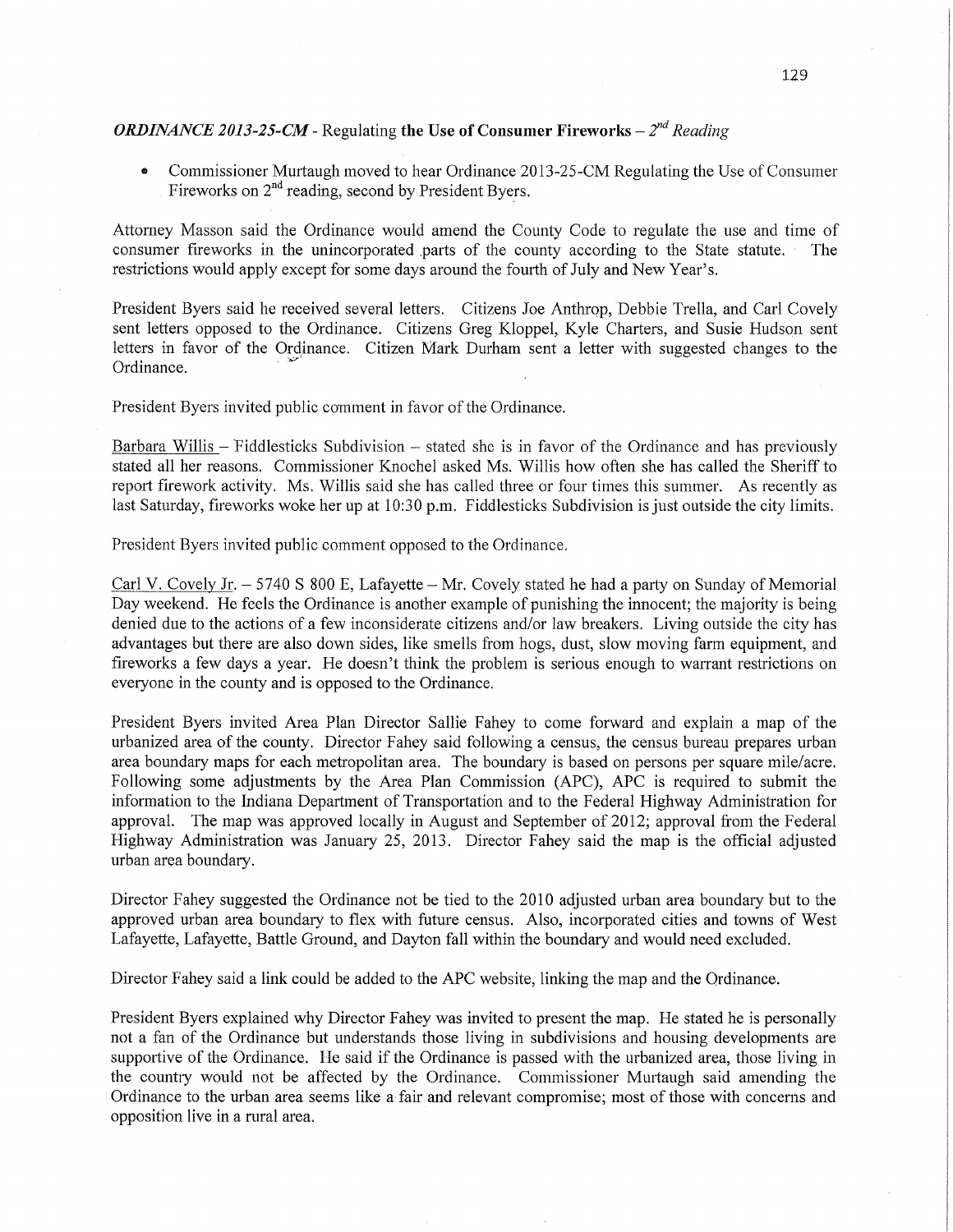***ORDINANCE 2013-25-CM*** - Regulating **the Use of Consumer Fireworks** – *2nd Reading*

- Commissioner Murtaugh moved to hear Ordinance 2013-25-CM Regulating the Use of Consumer Fireworks on 2nd reading, second by President Byers.

Attorney Masson said the Ordinance would amend the County Code to regulate the use and time of consumer fireworks in the unincorporated parts of the county according to the State statute. The restrictions would apply except for some days around the fourth of July and New Year's.

President Byers said he received several letters. Citizens Joe Anthrop, Debbie Trella, and Carl Covely sent letters opposed to the Ordinance. Citizens Greg Kloppel, Kyle Charters, and Susie Hudson sent letters in favor of the Ordinance. Citizen Mark Durham sent a letter with suggested changes to the Ordinance.

President Byers invited public comment in favor of the Ordinance.

Barbara Willis – Fiddlesticks Subdivision – stated she is in favor of the Ordinance and has previously stated all her reasons. Commissioner Knochel asked Ms. Willis how often she has called the Sheriff to report firework activity. Ms. Willis said she has called three or four times this summer. As recently as last Saturday, fireworks woke her up at 10:30 p.m. Fiddlesticks Subdivision is just outside the city limits.

President Byers invited public comment opposed to the Ordinance.

Carl V. Covely Jr. – 5740 S 800 E, Lafayette – Mr. Covely stated he had a party on Sunday of Memorial Day weekend. He feels the Ordinance is another example of punishing the innocent; the majority is being denied due to the actions of a few inconsiderate citizens and/or law breakers. Living outside the city has advantages but there are also down sides, like smells from hogs, dust, slow moving farm equipment, and fireworks a few days a year. He doesn't think the problem is serious enough to warrant restrictions on everyone in the county and is opposed to the Ordinance.

President Byers invited Area Plan Director Sallie Fahey to come forward and explain a map of the urbanized area of the county. Director Fahey said following a census, the census bureau prepares urban area boundary maps for each metropolitan area. The boundary is based on persons per square mile/acre. Following some adjustments by the Area Plan Commission (APC), APC is required to submit the information to the Indiana Department of Transportation and to the Federal Highway Administration for approval. The map was approved locally in August and September of 2012; approval from the Federal Highway Administration was January 25, 2013. Director Fahey said the map is the official adjusted urban area boundary.

Director Fahey suggested the Ordinance not be tied to the 2010 adjusted urban area boundary but to the approved urban area boundary to flex with future census. Also, incorporated cities and towns of West Lafayette, Lafayette, Battle Ground, and Dayton fall within the boundary and would need excluded.

Director Fahey said a link could be added to the APC website, linking the map and the Ordinance.

President Byers explained why Director Fahey was invited to present the map. He stated he is personally not a fan of the Ordinance but understands those living in subdivisions and housing developments are supportive of the Ordinance. He said if the Ordinance is passed with the urbanized area, those living in the country would not be affected by the Ordinance. Commissioner Murtaugh said amending the Ordinance to the urban area seems like a fair and relevant compromise; most of those with concerns and opposition live in a rural area.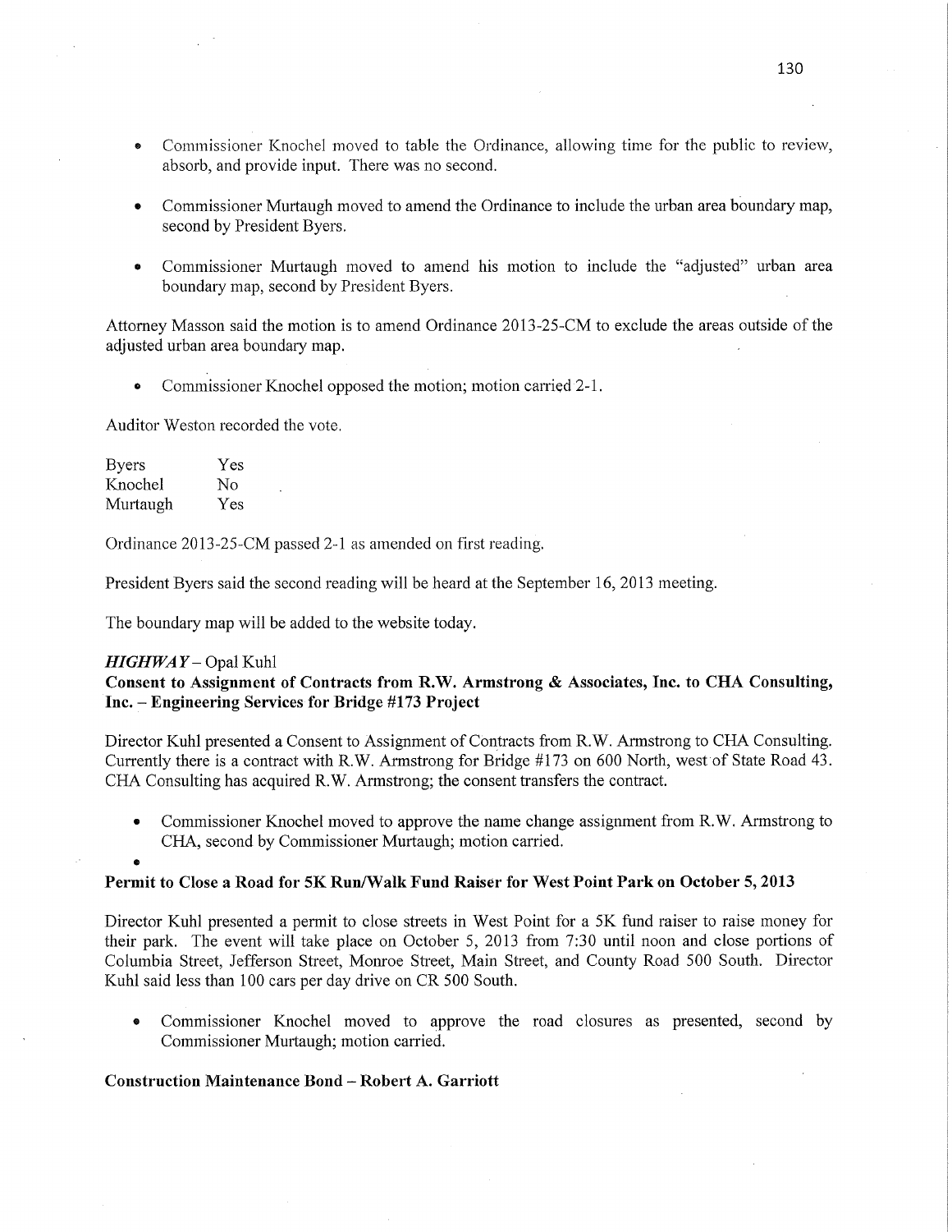- Commissioner Knochel moved to table the Ordinance, allowing time for the public to review, absorb, and provide input. There was no second.

- Commissioner Murtaugh moved to amend the Ordinance to include the urban area boundary map, second by President Byers.

- Commissioner Murtaugh moved to amend his motion to include the "adjusted" urban area boundary map, second by President Byers.

Attorney Masson said the motion is to amend Ordinance 2013-25-CM to exclude the areas outside of the adjusted urban area boundary map.

- Commissioner Knochel opposed the motion; motion carried 2-1.

Auditor Weston recorded the vote.

| | |
|---|---|
| Byers | Yes |
| Knochel | No |
| Murtaugh | Yes |

Ordinance 2013-25-CM passed 2-1 as amended on first reading.

President Byers said the second reading will be heard at the September 16, 2013 meeting.

The boundary map will be added to the website today.

***HIGHWAY*** – Opal Kuhl

**Consent to Assignment of Contracts from R.W. Armstrong & Associates, Inc. to CHA Consulting, Inc. – Engineering Services for Bridge #173 Project**

Director Kuhl presented a Consent to Assignment of Contracts from R.W. Armstrong to CHA Consulting. Currently there is a contract with R.W. Armstrong for Bridge #173 on 600 North, west of State Road 43. CHA Consulting has acquired R.W. Armstrong; the consent transfers the contract.

- Commissioner Knochel moved to approve the name change assignment from R.W. Armstrong to CHA, second by Commissioner Murtaugh; motion carried.

**Permit to Close a Road for 5K Run/Walk Fund Raiser for West Point Park on October 5, 2013**

Director Kuhl presented a permit to close streets in West Point for a 5K fund raiser to raise money for their park. The event will take place on October 5, 2013 from 7:30 until noon and close portions of Columbia Street, Jefferson Street, Monroe Street, Main Street, and County Road 500 South. Director Kuhl said less than 100 cars per day drive on CR 500 South.

- Commissioner Knochel moved to approve the road closures as presented, second by Commissioner Murtaugh; motion carried.

**Construction Maintenance Bond – Robert A. Garriott**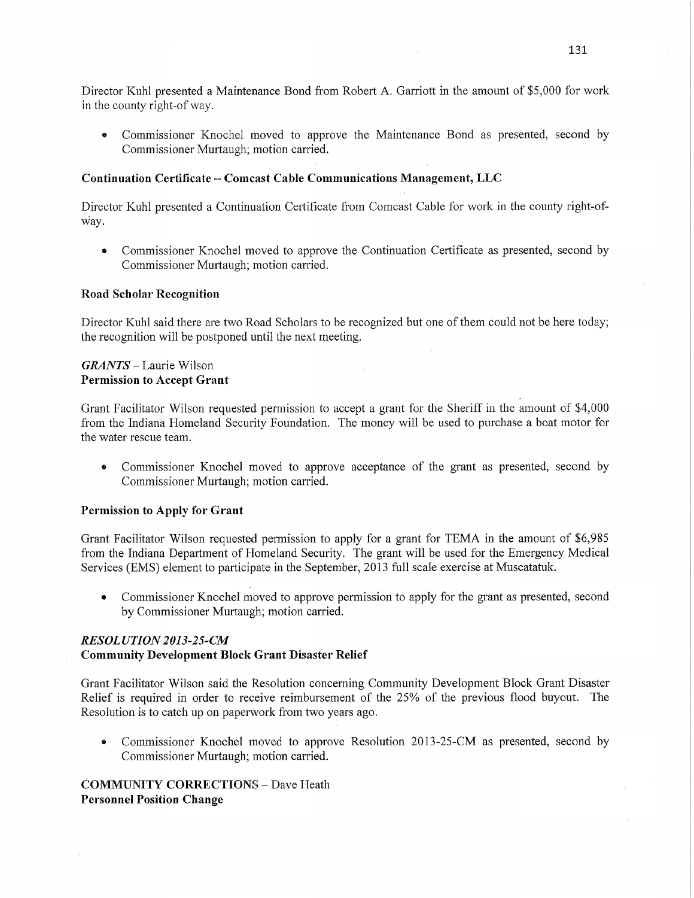Director Kuhl presented a Maintenance Bond from Robert A. Garriott in the amount of $5,000 for work in the county right-of way.

- Commissioner Knochel moved to approve the Maintenance Bond as presented, second by Commissioner Murtaugh; motion carried.

**Continuation Certificate – Comcast Cable Communications Management, LLC**

Director Kuhl presented a Continuation Certificate from Comcast Cable for work in the county right-of-way.

- Commissioner Knochel moved to approve the Continuation Certificate as presented, second by Commissioner Murtaugh; motion carried.

**Road Scholar Recognition**

Director Kuhl said there are two Road Scholars to be recognized but one of them could not be here today; the recognition will be postponed until the next meeting.

***GRANTS*** – Laurie Wilson
**Permission to Accept Grant**

Grant Facilitator Wilson requested permission to accept a grant for the Sheriff in the amount of $4,000 from the Indiana Homeland Security Foundation. The money will be used to purchase a boat motor for the water rescue team.

- Commissioner Knochel moved to approve acceptance of the grant as presented, second by Commissioner Murtaugh; motion carried.

**Permission to Apply for Grant**

Grant Facilitator Wilson requested permission to apply for a grant for TEMA in the amount of $6,985 from the Indiana Department of Homeland Security. The grant will be used for the Emergency Medical Services (EMS) element to participate in the September, 2013 full scale exercise at Muscatatuk.

- Commissioner Knochel moved to approve permission to apply for the grant as presented, second by Commissioner Murtaugh; motion carried.

***RESOLUTION 2013-25-CM***
**Community Development Block Grant Disaster Relief**

Grant Facilitator Wilson said the Resolution concerning Community Development Block Grant Disaster Relief is required in order to receive reimbursement of the 25% of the previous flood buyout. The Resolution is to catch up on paperwork from two years ago.

- Commissioner Knochel moved to approve Resolution 2013-25-CM as presented, second by Commissioner Murtaugh; motion carried.

**COMMUNITY CORRECTIONS** – Dave Heath
**Personnel Position Change**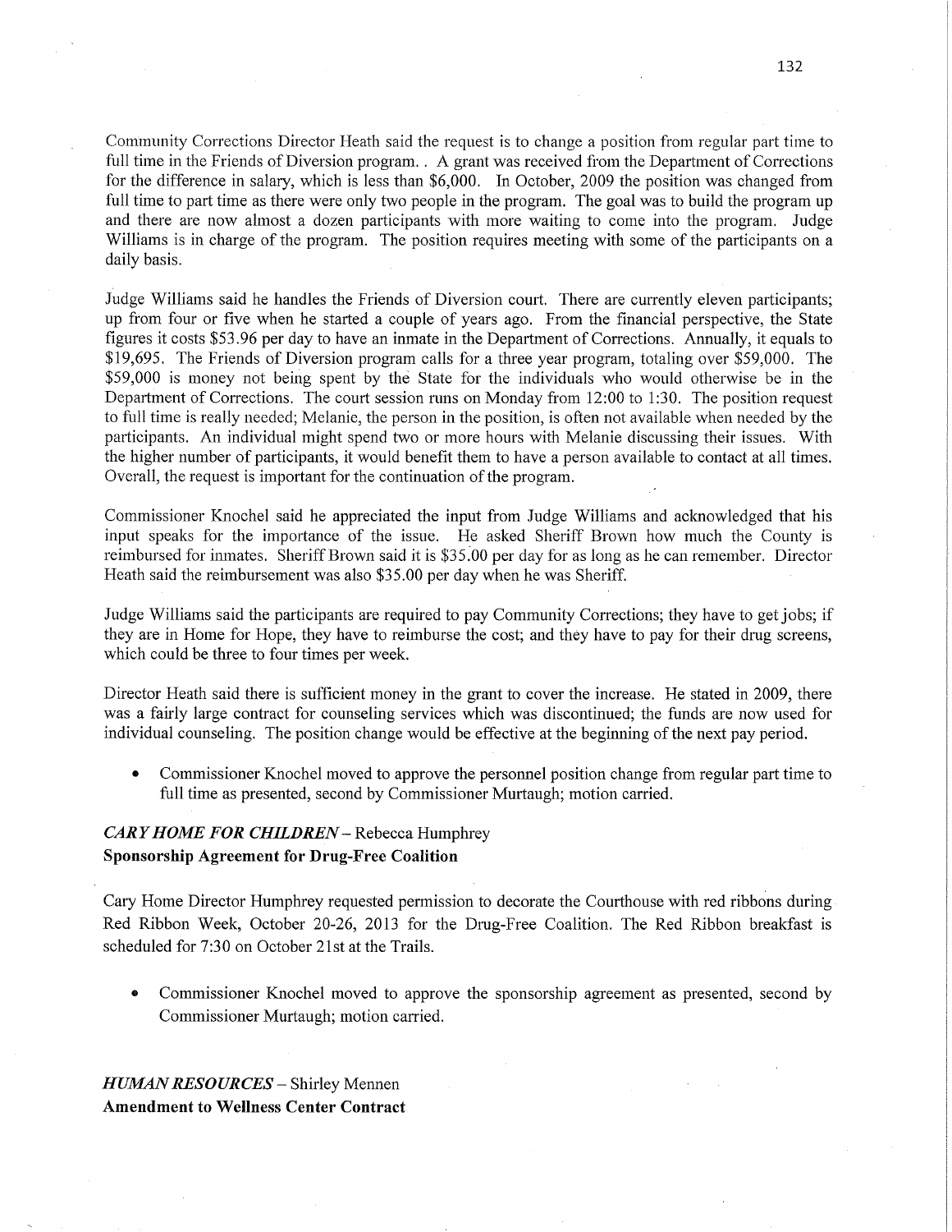Community Corrections Director Heath said the request is to change a position from regular part time to full time in the Friends of Diversion program. . A grant was received from the Department of Corrections for the difference in salary, which is less than $6,000. In October, 2009 the position was changed from full time to part time as there were only two people in the program. The goal was to build the program up and there are now almost a dozen participants with more waiting to come into the program. Judge Williams is in charge of the program. The position requires meeting with some of the participants on a daily basis.

Judge Williams said he handles the Friends of Diversion court. There are currently eleven participants; up from four or five when he started a couple of years ago. From the financial perspective, the State figures it costs $53.96 per day to have an inmate in the Department of Corrections. Annually, it equals to $19,695. The Friends of Diversion program calls for a three year program, totaling over $59,000. The $59,000 is money not being spent by the State for the individuals who would otherwise be in the Department of Corrections. The court session runs on Monday from 12:00 to 1:30. The position request to full time is really needed; Melanie, the person in the position, is often not available when needed by the participants. An individual might spend two or more hours with Melanie discussing their issues. With the higher number of participants, it would benefit them to have a person available to contact at all times. Overall, the request is important for the continuation of the program.

Commissioner Knochel said he appreciated the input from Judge Williams and acknowledged that his input speaks for the importance of the issue. He asked Sheriff Brown how much the County is reimbursed for inmates. Sheriff Brown said it is $35.00 per day for as long as he can remember. Director Heath said the reimbursement was also $35.00 per day when he was Sheriff.

Judge Williams said the participants are required to pay Community Corrections; they have to get jobs; if they are in Home for Hope, they have to reimburse the cost; and they have to pay for their drug screens, which could be three to four times per week.

Director Heath said there is sufficient money in the grant to cover the increase. He stated in 2009, there was a fairly large contract for counseling services which was discontinued; the funds are now used for individual counseling. The position change would be effective at the beginning of the next pay period.

- Commissioner Knochel moved to approve the personnel position change from regular part time to full time as presented, second by Commissioner Murtaugh; motion carried.

***CARY HOME FOR CHILDREN*** – Rebecca Humphrey
**Sponsorship Agreement for Drug-Free Coalition**

Cary Home Director Humphrey requested permission to decorate the Courthouse with red ribbons during Red Ribbon Week, October 20-26, 2013 for the Drug-Free Coalition. The Red Ribbon breakfast is scheduled for 7:30 on October 21st at the Trails.

- Commissioner Knochel moved to approve the sponsorship agreement as presented, second by Commissioner Murtaugh; motion carried.

***HUMAN RESOURCES*** – Shirley Mennen
**Amendment to Wellness Center Contract**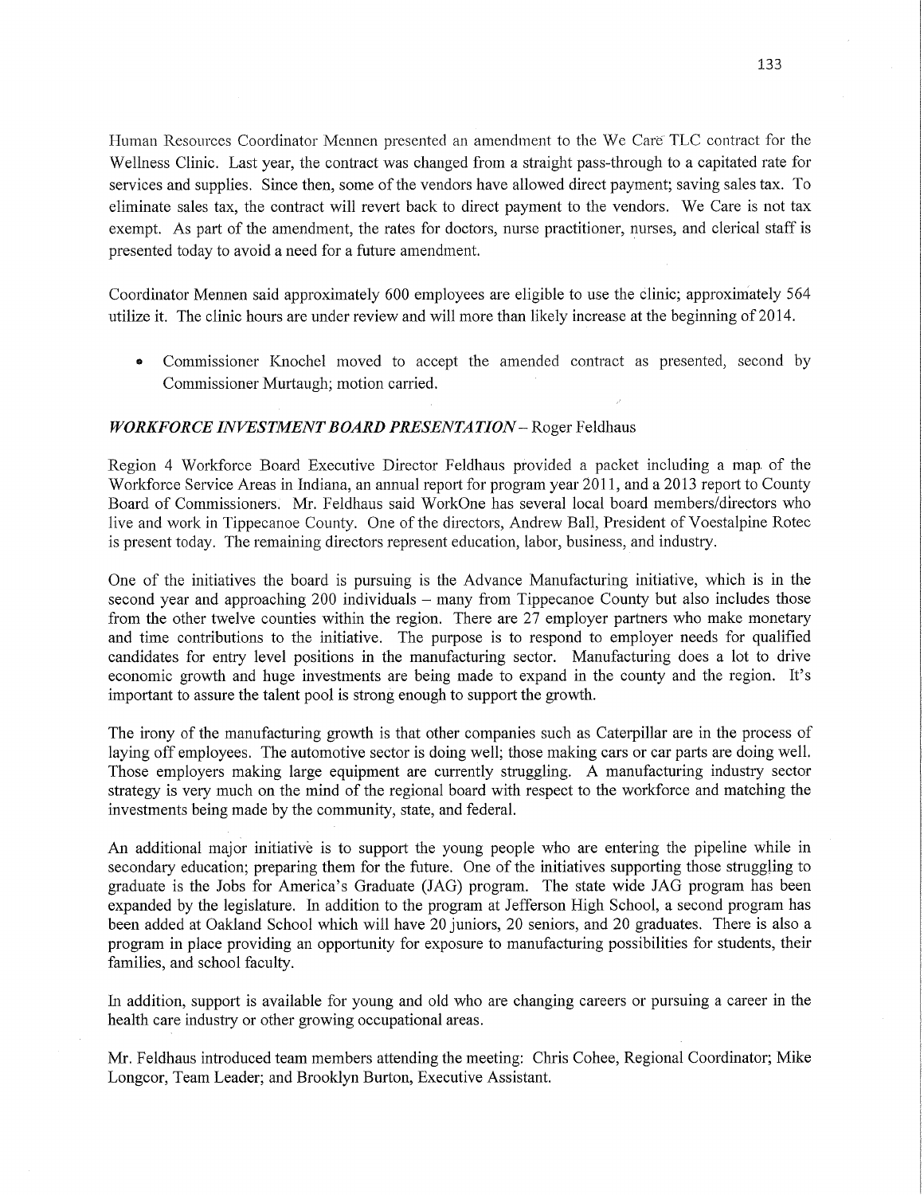Human Resources Coordinator Mennen presented an amendment to the We Care TLC contract for the Wellness Clinic. Last year, the contract was changed from a straight pass-through to a capitated rate for services and supplies. Since then, some of the vendors have allowed direct payment; saving sales tax. To eliminate sales tax, the contract will revert back to direct payment to the vendors. We Care is not tax exempt. As part of the amendment, the rates for doctors, nurse practitioner, nurses, and clerical staff is presented today to avoid a need for a future amendment.

Coordinator Mennen said approximately 600 employees are eligible to use the clinic; approximately 564 utilize it. The clinic hours are under review and will more than likely increase at the beginning of 2014.

- Commissioner Knochel moved to accept the amended contract as presented, second by Commissioner Murtaugh; motion carried.

***WORKFORCE INVESTMENT BOARD PRESENTATION*** – Roger Feldhaus

Region 4 Workforce Board Executive Director Feldhaus provided a packet including a map of the Workforce Service Areas in Indiana, an annual report for program year 2011, and a 2013 report to County Board of Commissioners. Mr. Feldhaus said WorkOne has several local board members/directors who live and work in Tippecanoe County. One of the directors, Andrew Ball, President of Voestalpine Rotec is present today. The remaining directors represent education, labor, business, and industry.

One of the initiatives the board is pursuing is the Advance Manufacturing initiative, which is in the second year and approaching 200 individuals – many from Tippecanoe County but also includes those from the other twelve counties within the region. There are 27 employer partners who make monetary and time contributions to the initiative. The purpose is to respond to employer needs for qualified candidates for entry level positions in the manufacturing sector. Manufacturing does a lot to drive economic growth and huge investments are being made to expand in the county and the region. It's important to assure the talent pool is strong enough to support the growth.

The irony of the manufacturing growth is that other companies such as Caterpillar are in the process of laying off employees. The automotive sector is doing well; those making cars or car parts are doing well. Those employers making large equipment are currently struggling. A manufacturing industry sector strategy is very much on the mind of the regional board with respect to the workforce and matching the investments being made by the community, state, and federal.

An additional major initiative is to support the young people who are entering the pipeline while in secondary education; preparing them for the future. One of the initiatives supporting those struggling to graduate is the Jobs for America's Graduate (JAG) program. The state wide JAG program has been expanded by the legislature. In addition to the program at Jefferson High School, a second program has been added at Oakland School which will have 20 juniors, 20 seniors, and 20 graduates. There is also a program in place providing an opportunity for exposure to manufacturing possibilities for students, their families, and school faculty.

In addition, support is available for young and old who are changing careers or pursuing a career in the health care industry or other growing occupational areas.

Mr. Feldhaus introduced team members attending the meeting: Chris Cohee, Regional Coordinator; Mike Longcor, Team Leader; and Brooklyn Burton, Executive Assistant.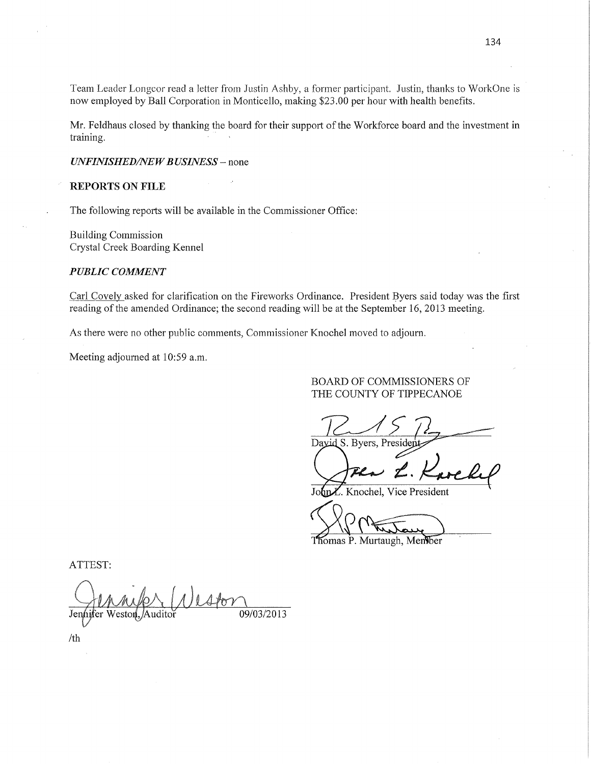Team Leader Longcor read a letter from Justin Ashby, a former participant. Justin, thanks to WorkOne is now employed by Ball Corporation in Monticello, making $23.00 per hour with health benefits.

Mr. Feldhaus closed by thanking the board for their support of the Workforce board and the investment in training.

***UNFINISHED/NEW BUSINESS*** – none

**REPORTS ON FILE**

The following reports will be available in the Commissioner Office:

Building Commission
Crystal Creek Boarding Kennel

***PUBLIC COMMENT***

Carl Covely asked for clarification on the Fireworks Ordinance. President Byers said today was the first reading of the amended Ordinance; the second reading will be at the September 16, 2013 meeting.

As there were no other public comments, Commissioner Knochel moved to adjourn.

Meeting adjourned at 10:59 a.m.

BOARD OF COMMISSIONERS OF
THE COUNTY OF TIPPECANOE

David S. Byers, President

John L. Knochel, Vice President

Thomas P. Murtaugh, Member

ATTEST:

Jennifer Weston, Auditor 09/03/2013

/th